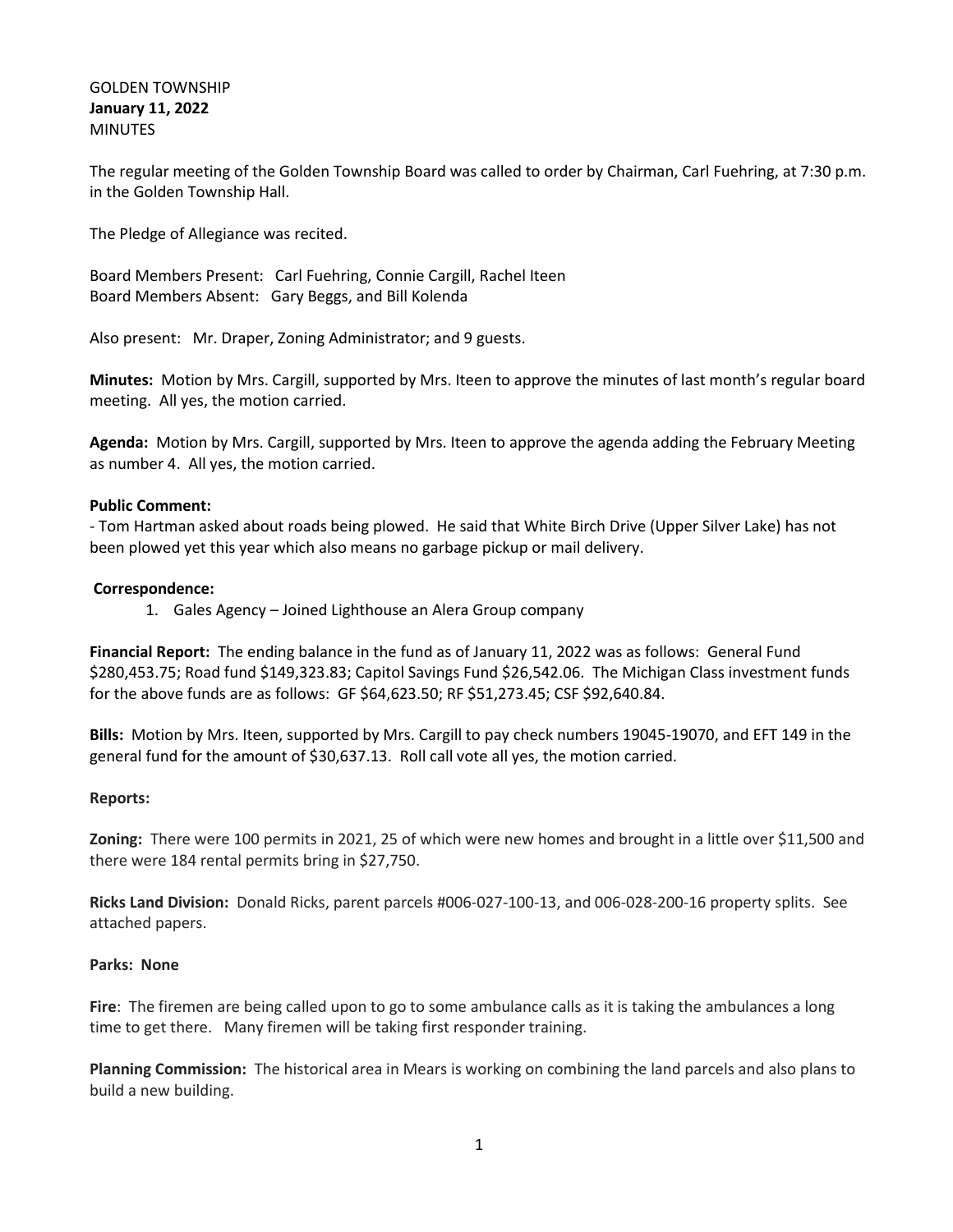GOLDEN TOWNSHIP
**January 11, 2022**
MINUTES

The regular meeting of the Golden Township Board was called to order by Chairman, Carl Fuehring, at 7:30 p.m. in the Golden Township Hall.

The Pledge of Allegiance was recited.

Board Members Present: Carl Fuehring, Connie Cargill, Rachel Iteen
Board Members Absent: Gary Beggs, and Bill Kolenda

Also present: Mr. Draper, Zoning Administrator; and 9 guests.

**Minutes:** Motion by Mrs. Cargill, supported by Mrs. Iteen to approve the minutes of last month's regular board meeting. All yes, the motion carried.

**Agenda:** Motion by Mrs. Cargill, supported by Mrs. Iteen to approve the agenda adding the February Meeting as number 4. All yes, the motion carried.

**Public Comment:**

- Tom Hartman asked about roads being plowed. He said that White Birch Drive (Upper Silver Lake) has not been plowed yet this year which also means no garbage pickup or mail delivery.

**Correspondence:**

1. Gales Agency – Joined Lighthouse an Alera Group company

**Financial Report:** The ending balance in the fund as of January 11, 2022 was as follows: General Fund $280,453.75; Road fund $149,323.83; Capitol Savings Fund $26,542.06. The Michigan Class investment funds for the above funds are as follows: GF $64,623.50; RF $51,273.45; CSF $92,640.84.

**Bills:** Motion by Mrs. Iteen, supported by Mrs. Cargill to pay check numbers 19045-19070, and EFT 149 in the general fund for the amount of $30,637.13. Roll call vote all yes, the motion carried.

**Reports:**

**Zoning:** There were 100 permits in 2021, 25 of which were new homes and brought in a little over $11,500 and there were 184 rental permits bring in $27,750.

**Ricks Land Division:** Donald Ricks, parent parcels #006-027-100-13, and 006-028-200-16 property splits. See attached papers.

**Parks: None**

**Fire**: The firemen are being called upon to go to some ambulance calls as it is taking the ambulances a long time to get there. Many firemen will be taking first responder training.

**Planning Commission:** The historical area in Mears is working on combining the land parcels and also plans to build a new building.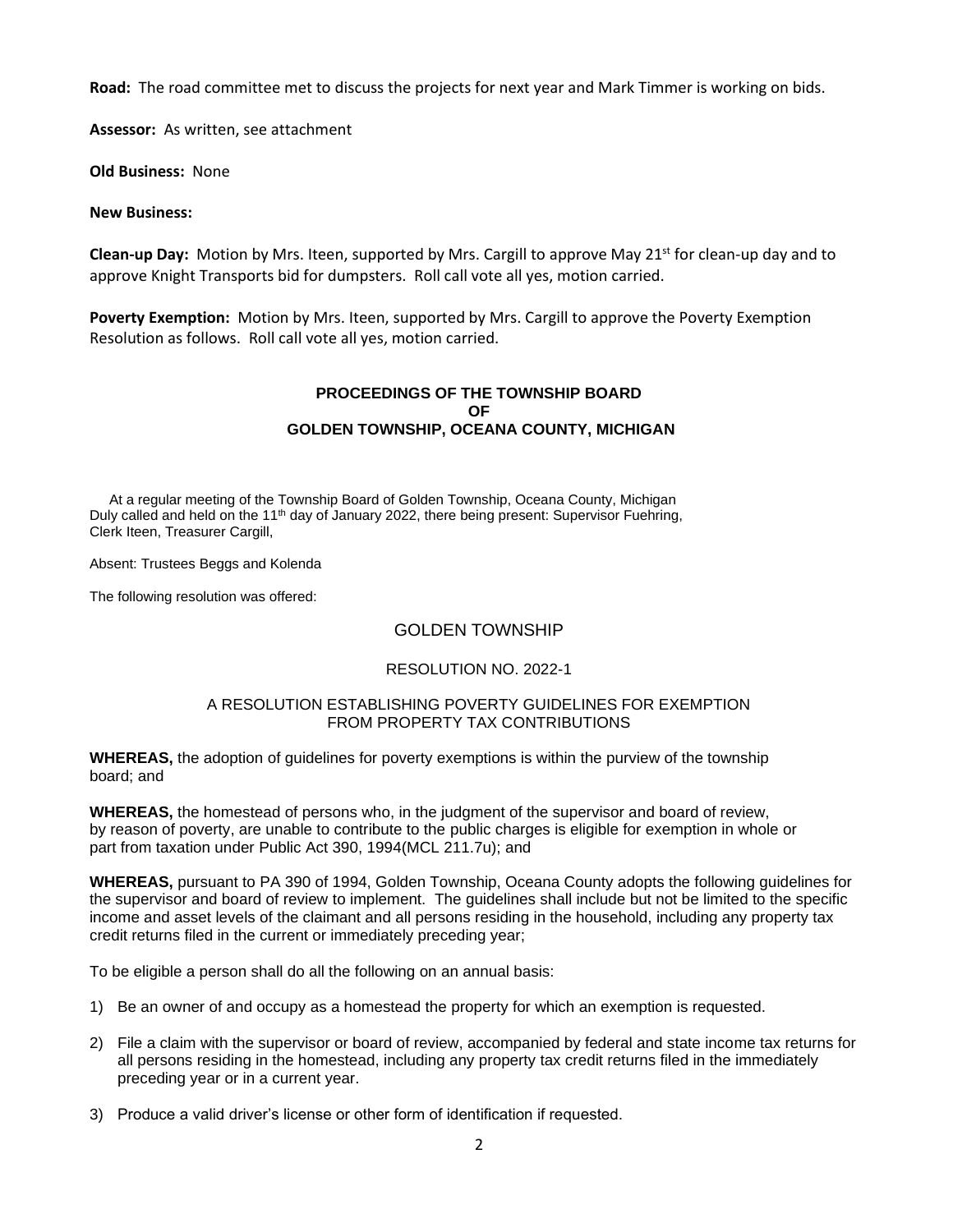**Road:** The road committee met to discuss the projects for next year and Mark Timmer is working on bids.

**Assessor:** As written, see attachment

**Old Business:** None

**New Business:**

**Clean-up Day:** Motion by Mrs. Iteen, supported by Mrs. Cargill to approve May 21st for clean-up day and to approve Knight Transports bid for dumpsters. Roll call vote all yes, motion carried.

**Poverty Exemption:** Motion by Mrs. Iteen, supported by Mrs. Cargill to approve the Poverty Exemption Resolution as follows. Roll call vote all yes, motion carried.

**PROCEEDINGS OF THE TOWNSHIP BOARD**
**OF**
**GOLDEN TOWNSHIP, OCEANA COUNTY, MICHIGAN**

At a regular meeting of the Township Board of Golden Township, Oceana County, Michigan Duly called and held on the 11th day of January 2022, there being present: Supervisor Fuehring, Clerk Iteen, Treasurer Cargill,

Absent: Trustees Beggs and Kolenda

The following resolution was offered:

GOLDEN TOWNSHIP

RESOLUTION NO. 2022-1

A RESOLUTION ESTABLISHING POVERTY GUIDELINES FOR EXEMPTION FROM PROPERTY TAX CONTRIBUTIONS

**WHEREAS,** the adoption of guidelines for poverty exemptions is within the purview of the township board; and

**WHEREAS,** the homestead of persons who, in the judgment of the supervisor and board of review, by reason of poverty, are unable to contribute to the public charges is eligible for exemption in whole or part from taxation under Public Act 390, 1994(MCL 211.7u); and

**WHEREAS,** pursuant to PA 390 of 1994, Golden Township, Oceana County adopts the following guidelines for the supervisor and board of review to implement. The guidelines shall include but not be limited to the specific income and asset levels of the claimant and all persons residing in the household, including any property tax credit returns filed in the current or immediately preceding year;

To be eligible a person shall do all the following on an annual basis:

1) Be an owner of and occupy as a homestead the property for which an exemption is requested.
2) File a claim with the supervisor or board of review, accompanied by federal and state income tax returns for all persons residing in the homestead, including any property tax credit returns filed in the immediately preceding year or in a current year.
3) Produce a valid driver's license or other form of identification if requested.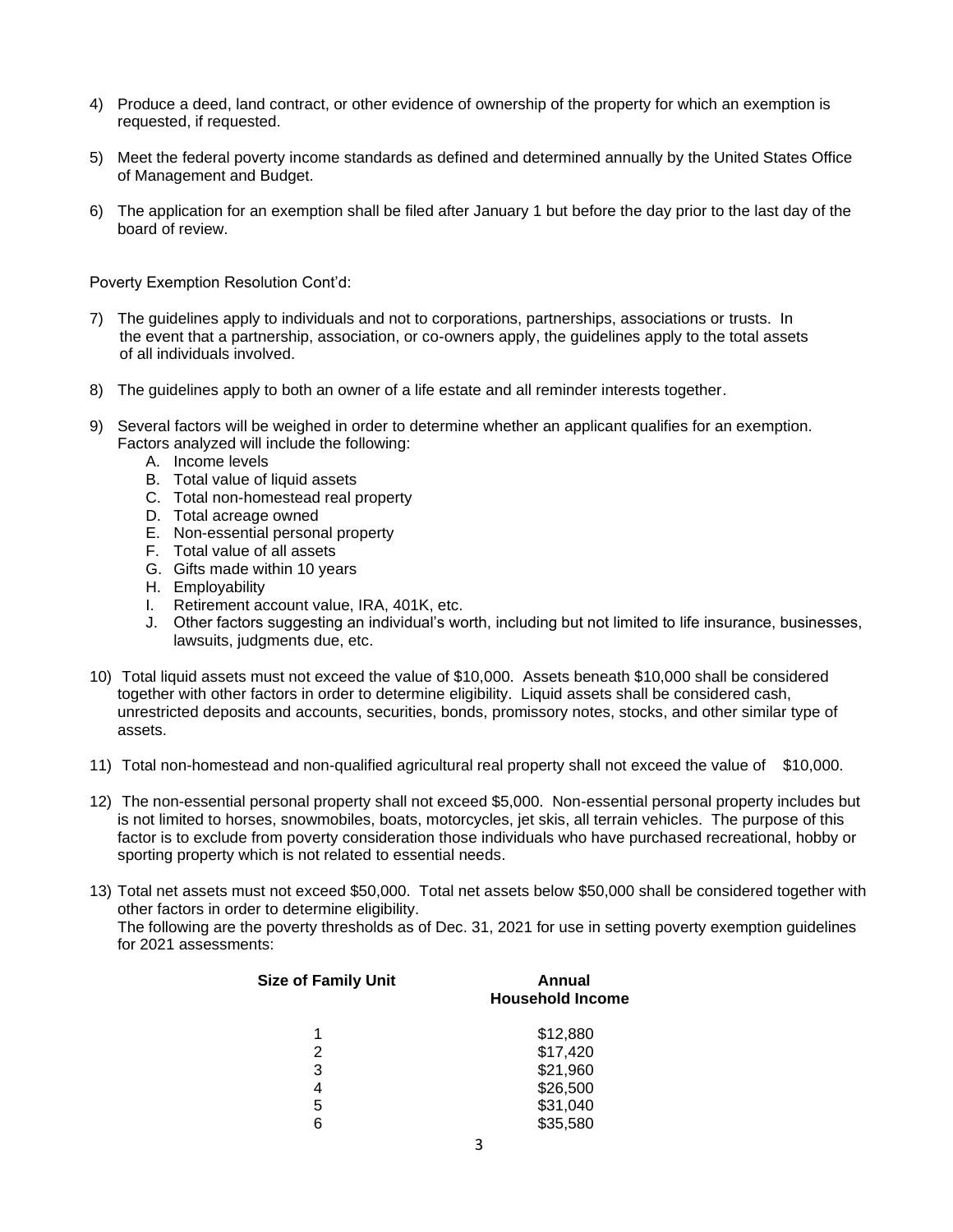4) Produce a deed, land contract, or other evidence of ownership of the property for which an exemption is requested, if requested.

5) Meet the federal poverty income standards as defined and determined annually by the United States Office of Management and Budget.

6) The application for an exemption shall be filed after January 1 but before the day prior to the last day of the board of review.

Poverty Exemption Resolution Cont'd:

7) The guidelines apply to individuals and not to corporations, partnerships, associations or trusts. In the event that a partnership, association, or co-owners apply, the guidelines apply to the total assets of all individuals involved.

8) The guidelines apply to both an owner of a life estate and all reminder interests together.

9) Several factors will be weighed in order to determine whether an applicant qualifies for an exemption. Factors analyzed will include the following:
   A. Income levels
   B. Total value of liquid assets
   C. Total non-homestead real property
   D. Total acreage owned
   E. Non-essential personal property
   F. Total value of all assets
   G. Gifts made within 10 years
   H. Employability
   I. Retirement account value, IRA, 401K, etc.
   J. Other factors suggesting an individual's worth, including but not limited to life insurance, businesses, lawsuits, judgments due, etc.

10) Total liquid assets must not exceed the value of $10,000. Assets beneath $10,000 shall be considered together with other factors in order to determine eligibility. Liquid assets shall be considered cash, unrestricted deposits and accounts, securities, bonds, promissory notes, stocks, and other similar type of assets.

11) Total non-homestead and non-qualified agricultural real property shall not exceed the value of $10,000.

12) The non-essential personal property shall not exceed $5,000. Non-essential personal property includes but is not limited to horses, snowmobiles, boats, motorcycles, jet skis, all terrain vehicles. The purpose of this factor is to exclude from poverty consideration those individuals who have purchased recreational, hobby or sporting property which is not related to essential needs.

13) Total net assets must not exceed $50,000. Total net assets below $50,000 shall be considered together with other factors in order to determine eligibility.
    The following are the poverty thresholds as of Dec. 31, 2021 for use in setting poverty exemption guidelines for 2021 assessments:

| Size of Family Unit | Annual Household Income |
|---|---|
| 1 | $12,880 |
| 2 | $17,420 |
| 3 | $21,960 |
| 4 | $26,500 |
| 5 | $31,040 |
| 6 | $35,580 |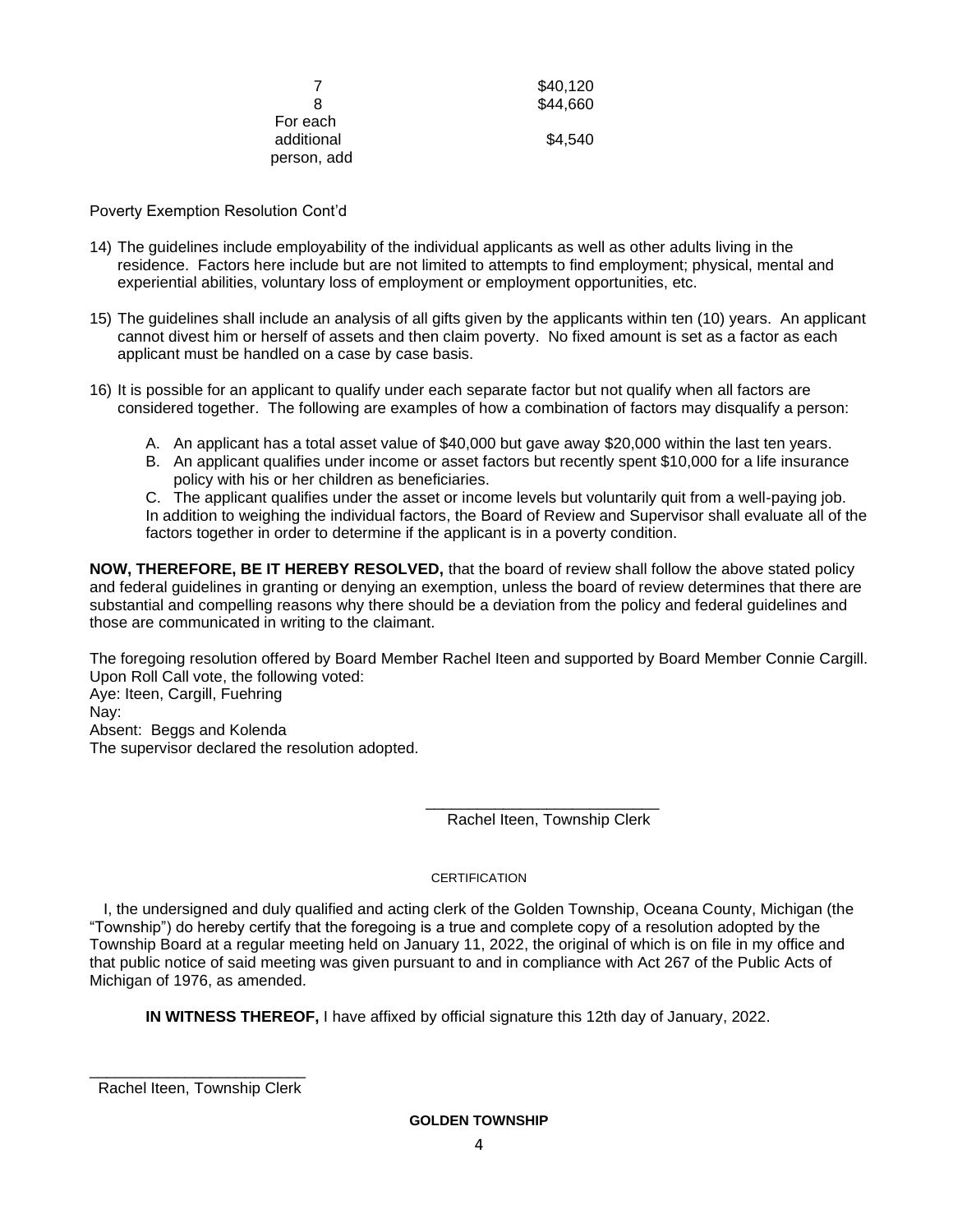| | |
|---|---|
| 7 | $40,120 |
| 8 | $44,660 |
| For each additional person, add | $4,540 |

Poverty Exemption Resolution Cont'd

14) The guidelines include employability of the individual applicants as well as other adults living in the residence. Factors here include but are not limited to attempts to find employment; physical, mental and experiential abilities, voluntary loss of employment or employment opportunities, etc.

15) The guidelines shall include an analysis of all gifts given by the applicants within ten (10) years. An applicant cannot divest him or herself of assets and then claim poverty. No fixed amount is set as a factor as each applicant must be handled on a case by case basis.

16) It is possible for an applicant to qualify under each separate factor but not qualify when all factors are considered together. The following are examples of how a combination of factors may disqualify a person:

    A. An applicant has a total asset value of $40,000 but gave away $20,000 within the last ten years.
    B. An applicant qualifies under income or asset factors but recently spent $10,000 for a life insurance policy with his or her children as beneficiaries.
    C. The applicant qualifies under the asset or income levels but voluntarily quit from a well-paying job.

    In addition to weighing the individual factors, the Board of Review and Supervisor shall evaluate all of the factors together in order to determine if the applicant is in a poverty condition.

**NOW, THEREFORE, BE IT HEREBY RESOLVED,** that the board of review shall follow the above stated policy and federal guidelines in granting or denying an exemption, unless the board of review determines that there are substantial and compelling reasons why there should be a deviation from the policy and federal guidelines and those are communicated in writing to the claimant.

The foregoing resolution offered by Board Member Rachel Iteen and supported by Board Member Connie Cargill.
Upon Roll Call vote, the following voted:
Aye: Iteen, Cargill, Fuehring
Nay:
Absent: Beggs and Kolenda
The supervisor declared the resolution adopted.

\_\_\_\_\_\_\_\_\_\_\_\_\_\_\_\_\_\_\_\_\_\_\_\_\_\_\_
Rachel Iteen, Township Clerk

CERTIFICATION

I, the undersigned and duly qualified and acting clerk of the Golden Township, Oceana County, Michigan (the "Township") do hereby certify that the foregoing is a true and complete copy of a resolution adopted by the Township Board at a regular meeting held on January 11, 2022, the original of which is on file in my office and that public notice of said meeting was given pursuant to and in compliance with Act 267 of the Public Acts of Michigan of 1976, as amended.

**IN WITNESS THEREOF,** I have affixed by official signature this 12th day of January, 2022.

\_\_\_\_\_\_\_\_\_\_\_\_\_\_\_\_\_\_\_\_\_\_\_\_\_\_\_
Rachel Iteen, Township Clerk

**GOLDEN TOWNSHIP**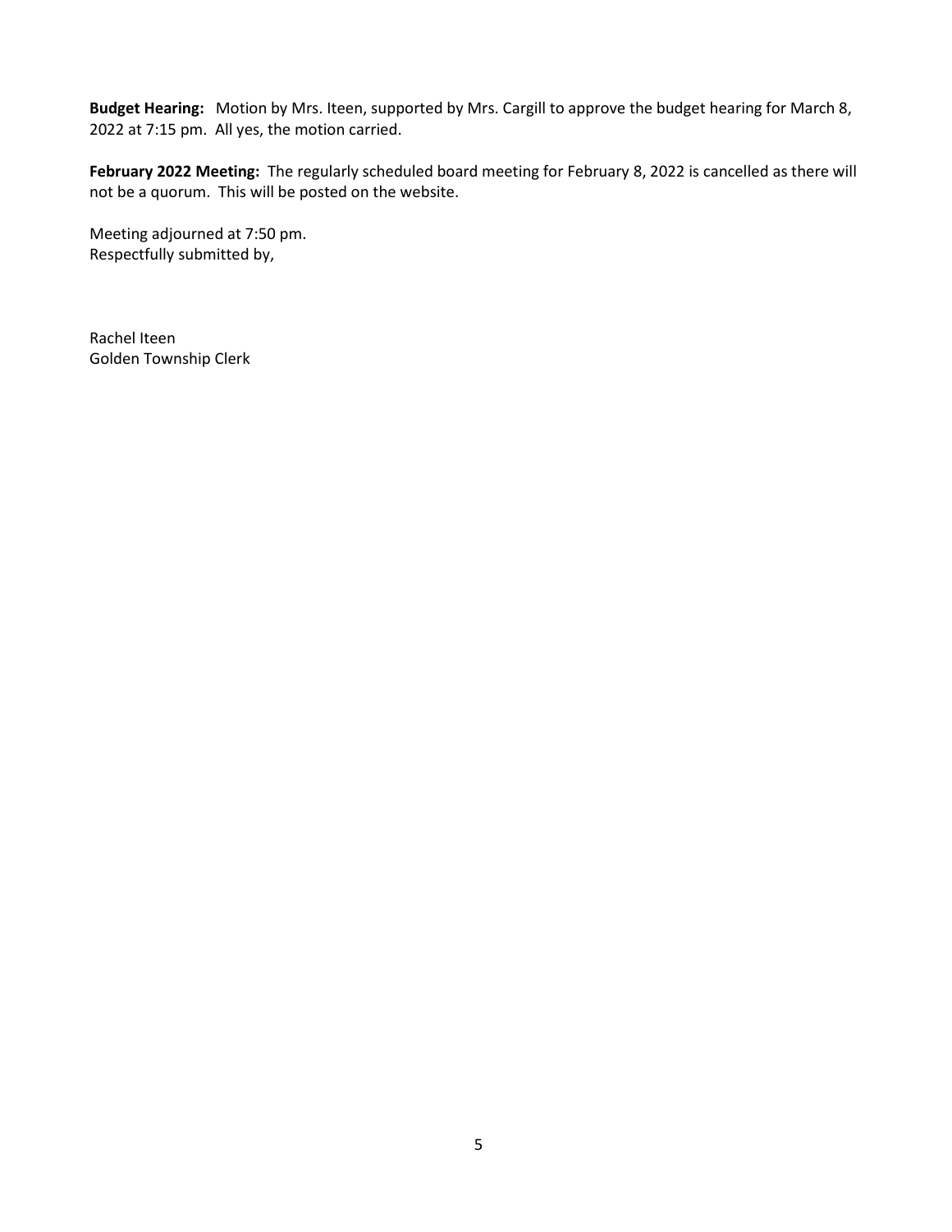**Budget Hearing:** Motion by Mrs. Iteen, supported by Mrs. Cargill to approve the budget hearing for March 8, 2022 at 7:15 pm. All yes, the motion carried.

**February 2022 Meeting:** The regularly scheduled board meeting for February 8, 2022 is cancelled as there will not be a quorum. This will be posted on the website.

Meeting adjourned at 7:50 pm.
Respectfully submitted by,

Rachel Iteen
Golden Township Clerk